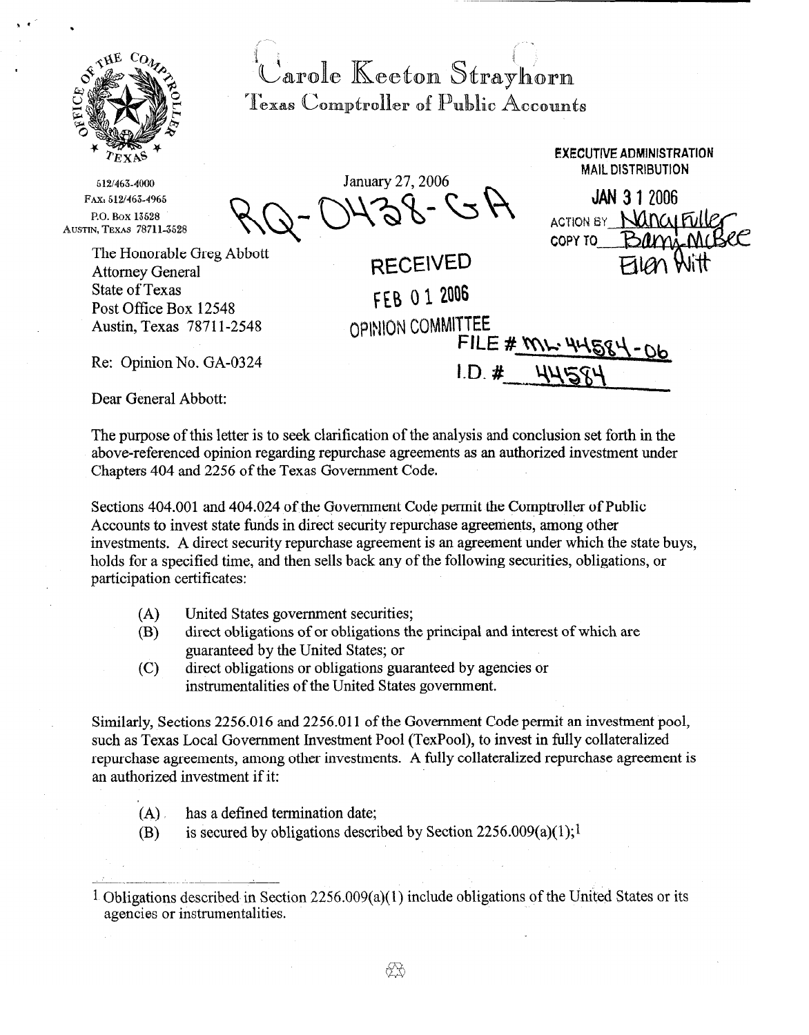# Carole Keeton Strayhorn

## Texas Comptroller of Public Accounts

512/463-4000
FAX: 512/463-4965
P.O. BOX 13528
AUSTIN, TEXAS 78711-3528

January 27, 2006

RQ-0438-GA

EXECUTIVE ADMINISTRATION
MAIL DISTRIBUTION

JAN 31 2006

ACTION BY Nancy Fuller
COPY TO Barry McBee
Ellen Witt

The Honorable Greg Abbott
Attorney General
State of Texas
Post Office Box 12548
Austin, Texas 78711-2548

RECEIVED
FEB 01 2006
OPINION COMMITTEE

FILE # ML-44584-06
I.D. # 44584

Re: Opinion No. GA-0324

Dear General Abbott:

The purpose of this letter is to seek clarification of the analysis and conclusion set forth in the above-referenced opinion regarding repurchase agreements as an authorized investment under Chapters 404 and 2256 of the Texas Government Code.

Sections 404.001 and 404.024 of the Government Code permit the Comptroller of Public Accounts to invest state funds in direct security repurchase agreements, among other investments. A direct security repurchase agreement is an agreement under which the state buys, holds for a specified time, and then sells back any of the following securities, obligations, or participation certificates:

- (A) United States government securities;
- (B) direct obligations of or obligations the principal and interest of which are guaranteed by the United States; or
- (C) direct obligations or obligations guaranteed by agencies or instrumentalities of the United States government.

Similarly, Sections 2256.016 and 2256.011 of the Government Code permit an investment pool, such as Texas Local Government Investment Pool (TexPool), to invest in fully collateralized repurchase agreements, among other investments. A fully collateralized repurchase agreement is an authorized investment if it:

- (A) has a defined termination date;
- (B) is secured by obligations described by Section 2256.009(a)(1);[1]

[1] Obligations described in Section 2256.009(a)(1) include obligations of the United States or its agencies or instrumentalities.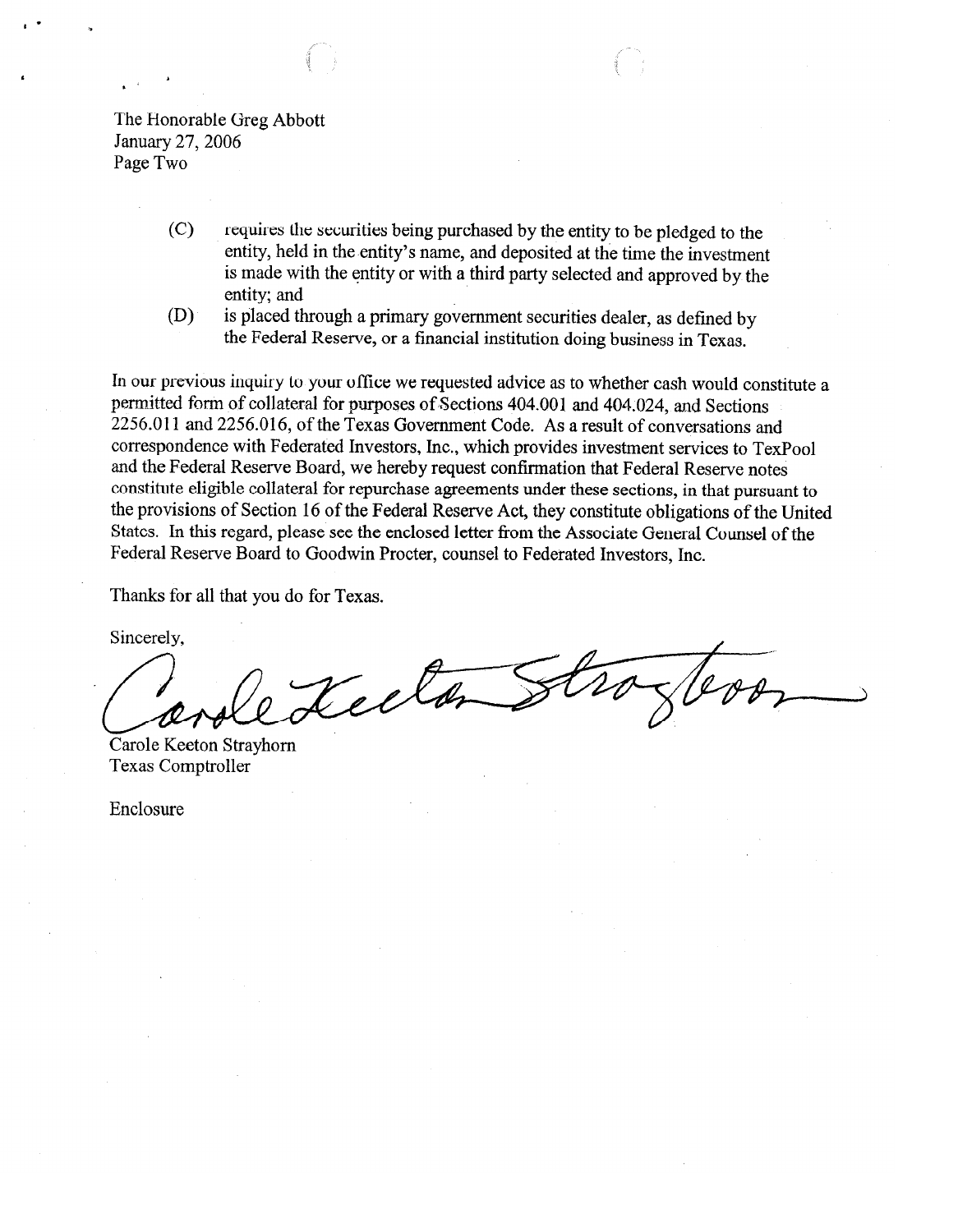The Honorable Greg Abbott
January 27, 2006
Page Two

(C) requires the securities being purchased by the entity to be pledged to the entity, held in the entity's name, and deposited at the time the investment is made with the entity or with a third party selected and approved by the entity; and

(D) is placed through a primary government securities dealer, as defined by the Federal Reserve, or a financial institution doing business in Texas.

In our previous inquiry to your office we requested advice as to whether cash would constitute a permitted form of collateral for purposes of Sections 404.001 and 404.024, and Sections 2256.011 and 2256.016, of the Texas Government Code. As a result of conversations and correspondence with Federated Investors, Inc., which provides investment services to TexPool and the Federal Reserve Board, we hereby request confirmation that Federal Reserve notes constitute eligible collateral for repurchase agreements under these sections, in that pursuant to the provisions of Section 16 of the Federal Reserve Act, they constitute obligations of the United States. In this regard, please see the enclosed letter from the Associate General Counsel of the Federal Reserve Board to Goodwin Procter, counsel to Federated Investors, Inc.

Thanks for all that you do for Texas.

Sincerely,

Carole Keeton Strayhorn
Texas Comptroller

Enclosure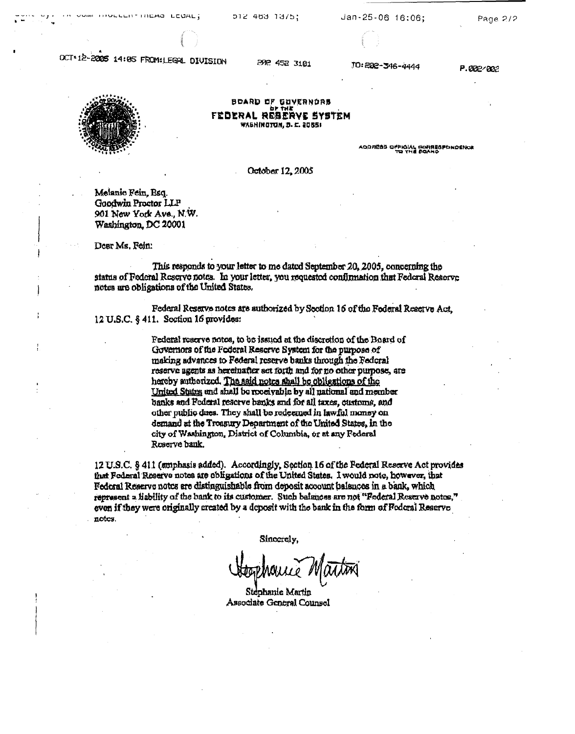**BOARD OF GOVERNORS**
**OF THE**
**FEDERAL RESERVE SYSTEM**
WASHINGTON, D. C. 20551

ADDRESS OFFICIAL CORRESPONDENCE TO THE BOARD

October 12, 2005

Melanie Fein, Esq.
Goodwin Proctor LLP
901 New York Ave., N.W.
Washington, DC 20001

Dear Ms. Fein:

This responds to your letter to me dated September 20, 2005, concerning the status of Federal Reserve notes. In your letter, you requested confirmation that Federal Reserve notes are obligations of the United States.

Federal Reserve notes are authorized by Section 16 of the Federal Reserve Act, 12 U.S.C. § 411. Section 16 provides:

> Federal reserve notes, to be issued at the discretion of the Board of Governors of the Federal Reserve System for the purpose of making advances to Federal reserve banks through the Federal reserve agents as hereinafter set forth and for no other purpose, are hereby authorized. <u>The said notes shall be obligations of the United States</u> and shall be receivable by all national and member banks and Federal reserve banks and for all taxes, customs, and other public dues. They shall be redeemed in lawful money on demand at the Treasury Department of the United States, in the city of Washington, District of Columbia, or at any Federal Reserve bank.

12 U.S.C. § 411 (emphasis added). Accordingly, Section 16 of the Federal Reserve Act provides that Federal Reserve notes are obligations of the United States. I would note, however, that Federal Reserve notes are distinguishable from deposit account balances in a bank, which represent a liability of the bank to its customer. Such balances are not "Federal Reserve notes," even if they were originally created by a deposit with the bank in the form of Federal Reserve notes.

Sincerely,

Stephanie Martin
Associate General Counsel